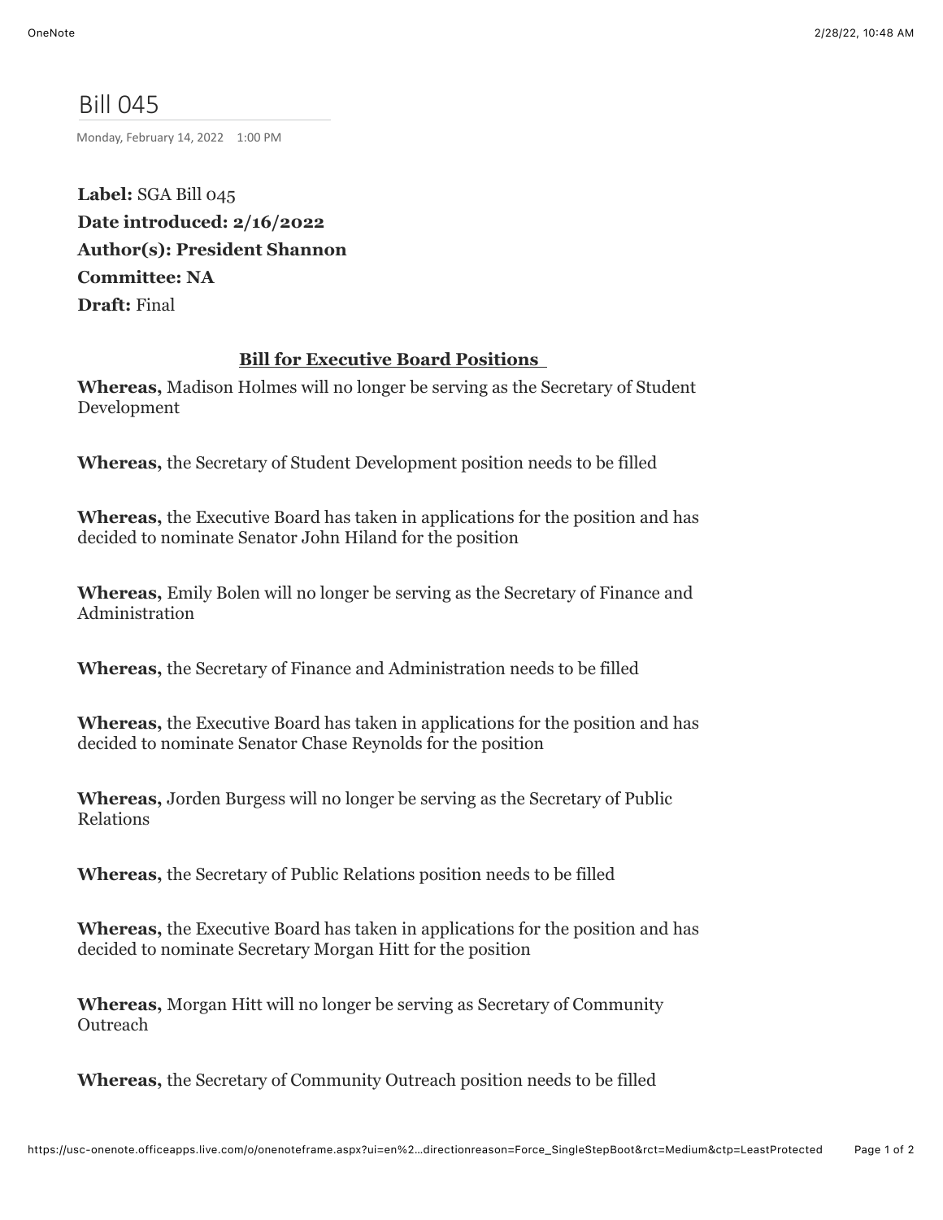# Bill 045

Monday, February 14, 2022 1:00 PM

**Label:** SGA Bill 045
**Date introduced: 2/16/2022**
**Author(s): President Shannon**
**Committee: NA**
**Draft:** Final

**<u>Bill for Executive Board Positions</u>**

**Whereas,** Madison Holmes will no longer be serving as the Secretary of Student Development

**Whereas,** the Secretary of Student Development position needs to be filled

**Whereas,** the Executive Board has taken in applications for the position and has decided to nominate Senator John Hiland for the position

**Whereas,** Emily Bolen will no longer be serving as the Secretary of Finance and Administration

**Whereas,** the Secretary of Finance and Administration needs to be filled

**Whereas,** the Executive Board has taken in applications for the position and has decided to nominate Senator Chase Reynolds for the position

**Whereas,** Jorden Burgess will no longer be serving as the Secretary of Public Relations

**Whereas,** the Secretary of Public Relations position needs to be filled

**Whereas,** the Executive Board has taken in applications for the position and has decided to nominate Secretary Morgan Hitt for the position

**Whereas,** Morgan Hitt will no longer be serving as Secretary of Community Outreach

**Whereas,** the Secretary of Community Outreach position needs to be filled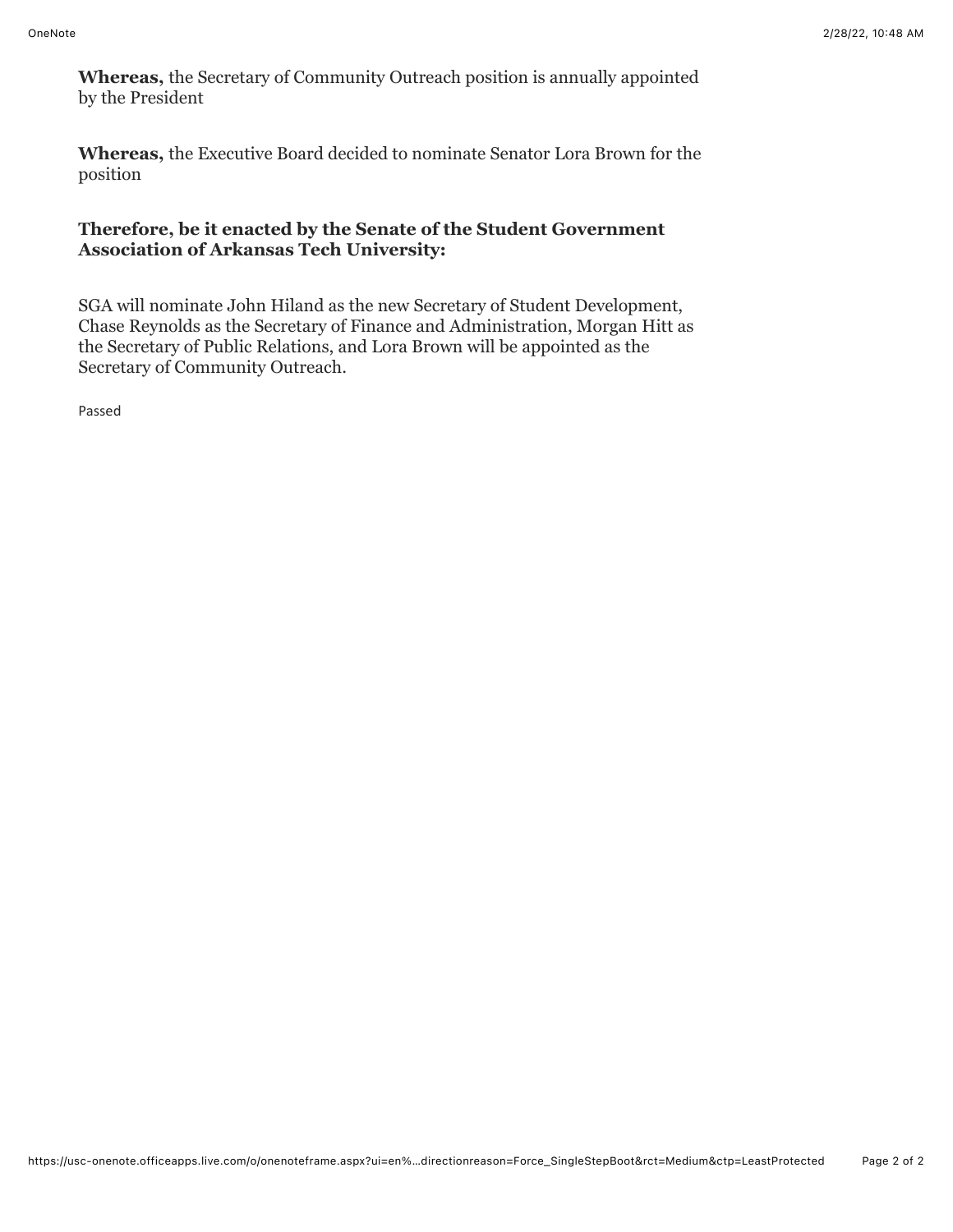**Whereas,** the Secretary of Community Outreach position is annually appointed by the President

**Whereas,** the Executive Board decided to nominate Senator Lora Brown for the position

**Therefore, be it enacted by the Senate of the Student Government Association of Arkansas Tech University:**

SGA will nominate John Hiland as the new Secretary of Student Development, Chase Reynolds as the Secretary of Finance and Administration, Morgan Hitt as the Secretary of Public Relations, and Lora Brown will be appointed as the Secretary of Community Outreach.

Passed